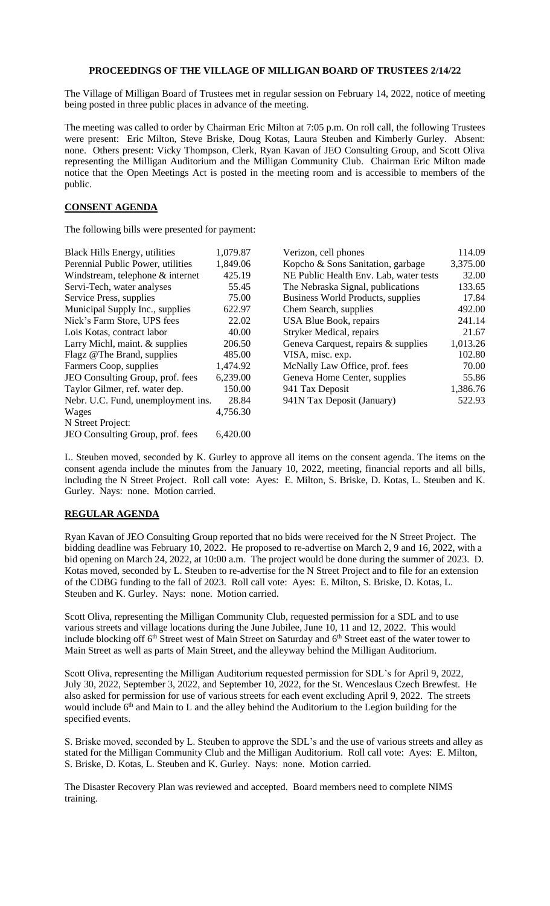# PROCEEDINGS OF THE VILLAGE OF MILLIGAN BOARD OF TRUSTEES 2/14/22

The Village of Milligan Board of Trustees met in regular session on February 14, 2022, notice of meeting being posted in three public places in advance of the meeting.

The meeting was called to order by Chairman Eric Milton at 7:05 p.m. On roll call, the following Trustees were present: Eric Milton, Steve Briske, Doug Kotas, Laura Steuben and Kimberly Gurley. Absent: none. Others present: Vicky Thompson, Clerk, Ryan Kavan of JEO Consulting Group, and Scott Oliva representing the Milligan Auditorium and the Milligan Community Club. Chairman Eric Milton made notice that the Open Meetings Act is posted in the meeting room and is accessible to members of the public.

## CONSENT AGENDA

The following bills were presented for payment:

| | | | |
|---|---|---|---|
| Black Hills Energy, utilities | 1,079.87 | Verizon, cell phones | 114.09 |
| Perennial Public Power, utilities | 1,849.06 | Kopcho & Sons Sanitation, garbage | 3,375.00 |
| Windstream, telephone & internet | 425.19 | NE Public Health Env. Lab, water tests | 32.00 |
| Servi-Tech, water analyses | 55.45 | The Nebraska Signal, publications | 133.65 |
| Service Press, supplies | 75.00 | Business World Products, supplies | 17.84 |
| Municipal Supply Inc., supplies | 622.97 | Chem Search, supplies | 492.00 |
| Nick's Farm Store, UPS fees | 22.02 | USA Blue Book, repairs | 241.14 |
| Lois Kotas, contract labor | 40.00 | Stryker Medical, repairs | 21.67 |
| Larry Michl, maint. & supplies | 206.50 | Geneva Carquest, repairs & supplies | 1,013.26 |
| Flagz @The Brand, supplies | 485.00 | VISA, misc. exp. | 102.80 |
| Farmers Coop, supplies | 1,474.92 | McNally Law Office, prof. fees | 70.00 |
| JEO Consulting Group, prof. fees | 6,239.00 | Geneva Home Center, supplies | 55.86 |
| Taylor Gilmer, ref. water dep. | 150.00 | 941 Tax Deposit | 1,386.76 |
| Nebr. U.C. Fund, unemployment ins. | 28.84 | 941N Tax Deposit (January) | 522.93 |
| Wages | 4,756.30 | | |
| N Street Project: | | | |
| JEO Consulting Group, prof. fees | 6,420.00 | | |

L. Steuben moved, seconded by K. Gurley to approve all items on the consent agenda. The items on the consent agenda include the minutes from the January 10, 2022, meeting, financial reports and all bills, including the N Street Project. Roll call vote: Ayes: E. Milton, S. Briske, D. Kotas, L. Steuben and K. Gurley. Nays: none. Motion carried.

## REGULAR AGENDA

Ryan Kavan of JEO Consulting Group reported that no bids were received for the N Street Project. The bidding deadline was February 10, 2022. He proposed to re-advertise on March 2, 9 and 16, 2022, with a bid opening on March 24, 2022, at 10:00 a.m. The project would be done during the summer of 2023. D. Kotas moved, seconded by L. Steuben to re-advertise for the N Street Project and to file for an extension of the CDBG funding to the fall of 2023. Roll call vote: Ayes: E. Milton, S. Briske, D. Kotas, L. Steuben and K. Gurley. Nays: none. Motion carried.

Scott Oliva, representing the Milligan Community Club, requested permission for a SDL and to use various streets and village locations during the June Jubilee, June 10, 11 and 12, 2022. This would include blocking off 6th Street west of Main Street on Saturday and 6th Street east of the water tower to Main Street as well as parts of Main Street, and the alleyway behind the Milligan Auditorium.

Scott Oliva, representing the Milligan Auditorium requested permission for SDL's for April 9, 2022, July 30, 2022, September 3, 2022, and September 10, 2022, for the St. Wenceslaus Czech Brewfest. He also asked for permission for use of various streets for each event excluding April 9, 2022. The streets would include 6th and Main to L and the alley behind the Auditorium to the Legion building for the specified events.

S. Briske moved, seconded by L. Steuben to approve the SDL's and the use of various streets and alley as stated for the Milligan Community Club and the Milligan Auditorium. Roll call vote: Ayes: E. Milton, S. Briske, D. Kotas, L. Steuben and K. Gurley. Nays: none. Motion carried.

The Disaster Recovery Plan was reviewed and accepted. Board members need to complete NIMS training.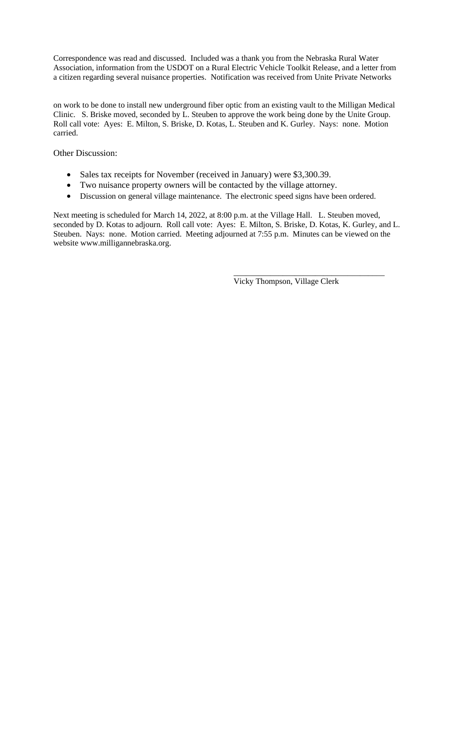Correspondence was read and discussed. Included was a thank you from the Nebraska Rural Water Association, information from the USDOT on a Rural Electric Vehicle Toolkit Release, and a letter from a citizen regarding several nuisance properties. Notification was received from Unite Private Networks

on work to be done to install new underground fiber optic from an existing vault to the Milligan Medical Clinic. S. Briske moved, seconded by L. Steuben to approve the work being done by the Unite Group. Roll call vote: Ayes: E. Milton, S. Briske, D. Kotas, L. Steuben and K. Gurley. Nays: none. Motion carried.

Other Discussion:

- Sales tax receipts for November (received in January) were $3,300.39.
- Two nuisance property owners will be contacted by the village attorney.
- Discussion on general village maintenance. The electronic speed signs have been ordered.

Next meeting is scheduled for March 14, 2022, at 8:00 p.m. at the Village Hall. L. Steuben moved, seconded by D. Kotas to adjourn. Roll call vote: Ayes: E. Milton, S. Briske, D. Kotas, K. Gurley, and L. Steuben. Nays: none. Motion carried. Meeting adjourned at 7:55 p.m. Minutes can be viewed on the website www.milligannebraska.org.

\_\_\_\_\_\_\_\_\_\_\_\_\_\_\_\_\_\_\_\_\_\_\_\_\_\_\_\_\_\_\_\_\_\_\_\_\_\_

Vicky Thompson, Village Clerk